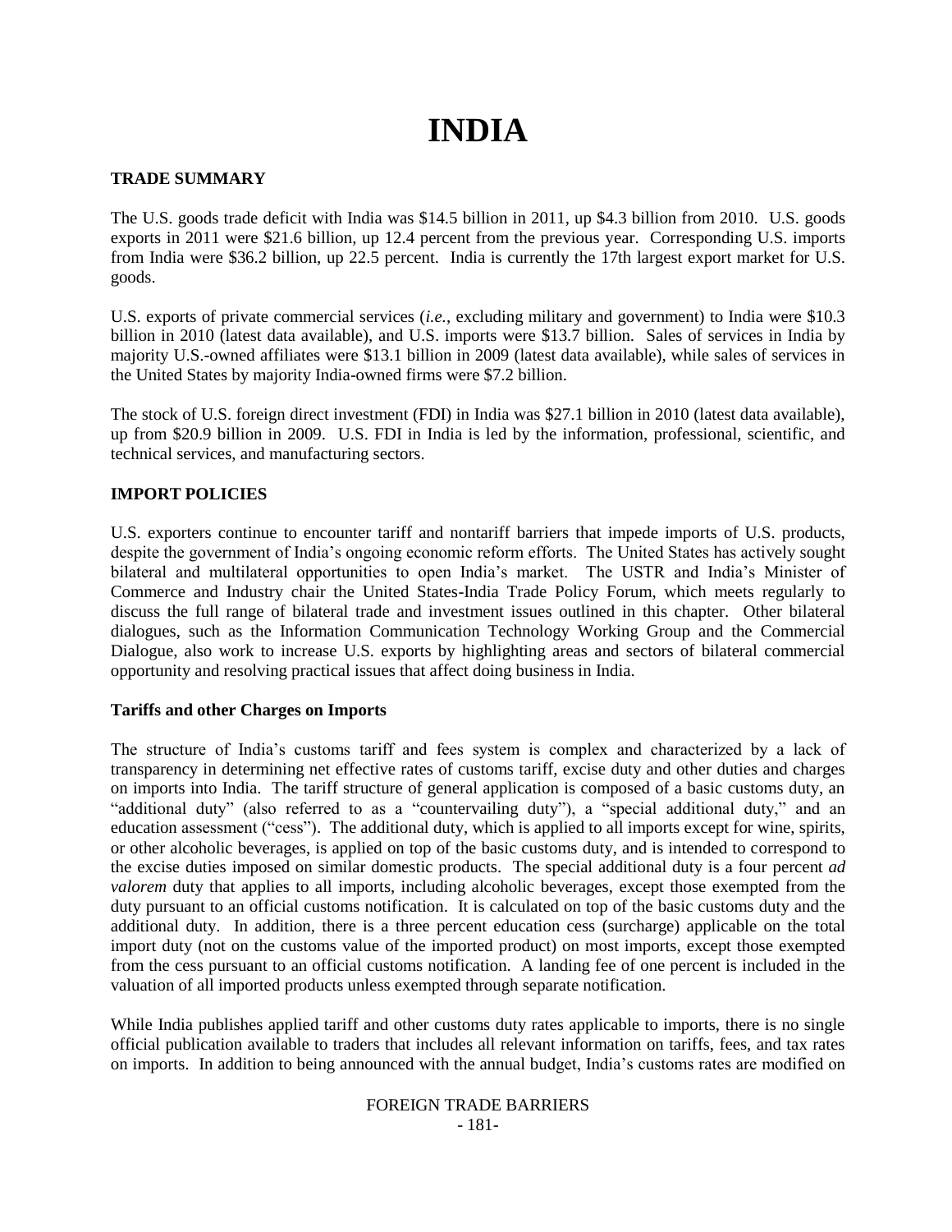# INDIA

## TRADE SUMMARY

The U.S. goods trade deficit with India was $14.5 billion in 2011, up $4.3 billion from 2010. U.S. goods exports in 2011 were $21.6 billion, up 12.4 percent from the previous year. Corresponding U.S. imports from India were $36.2 billion, up 22.5 percent. India is currently the 17th largest export market for U.S. goods.

U.S. exports of private commercial services (*i.e.*, excluding military and government) to India were $10.3 billion in 2010 (latest data available), and U.S. imports were $13.7 billion. Sales of services in India by majority U.S.-owned affiliates were $13.1 billion in 2009 (latest data available), while sales of services in the United States by majority India-owned firms were $7.2 billion.

The stock of U.S. foreign direct investment (FDI) in India was $27.1 billion in 2010 (latest data available), up from $20.9 billion in 2009. U.S. FDI in India is led by the information, professional, scientific, and technical services, and manufacturing sectors.

## IMPORT POLICIES

U.S. exporters continue to encounter tariff and nontariff barriers that impede imports of U.S. products, despite the government of India's ongoing economic reform efforts. The United States has actively sought bilateral and multilateral opportunities to open India's market. The USTR and India's Minister of Commerce and Industry chair the United States-India Trade Policy Forum, which meets regularly to discuss the full range of bilateral trade and investment issues outlined in this chapter. Other bilateral dialogues, such as the Information Communication Technology Working Group and the Commercial Dialogue, also work to increase U.S. exports by highlighting areas and sectors of bilateral commercial opportunity and resolving practical issues that affect doing business in India.

### Tariffs and other Charges on Imports

The structure of India's customs tariff and fees system is complex and characterized by a lack of transparency in determining net effective rates of customs tariff, excise duty and other duties and charges on imports into India. The tariff structure of general application is composed of a basic customs duty, an "additional duty" (also referred to as a "countervailing duty"), a "special additional duty," and an education assessment ("cess"). The additional duty, which is applied to all imports except for wine, spirits, or other alcoholic beverages, is applied on top of the basic customs duty, and is intended to correspond to the excise duties imposed on similar domestic products. The special additional duty is a four percent *ad valorem* duty that applies to all imports, including alcoholic beverages, except those exempted from the duty pursuant to an official customs notification. It is calculated on top of the basic customs duty and the additional duty. In addition, there is a three percent education cess (surcharge) applicable on the total import duty (not on the customs value of the imported product) on most imports, except those exempted from the cess pursuant to an official customs notification. A landing fee of one percent is included in the valuation of all imported products unless exempted through separate notification.

While India publishes applied tariff and other customs duty rates applicable to imports, there is no single official publication available to traders that includes all relevant information on tariffs, fees, and tax rates on imports. In addition to being announced with the annual budget, India's customs rates are modified on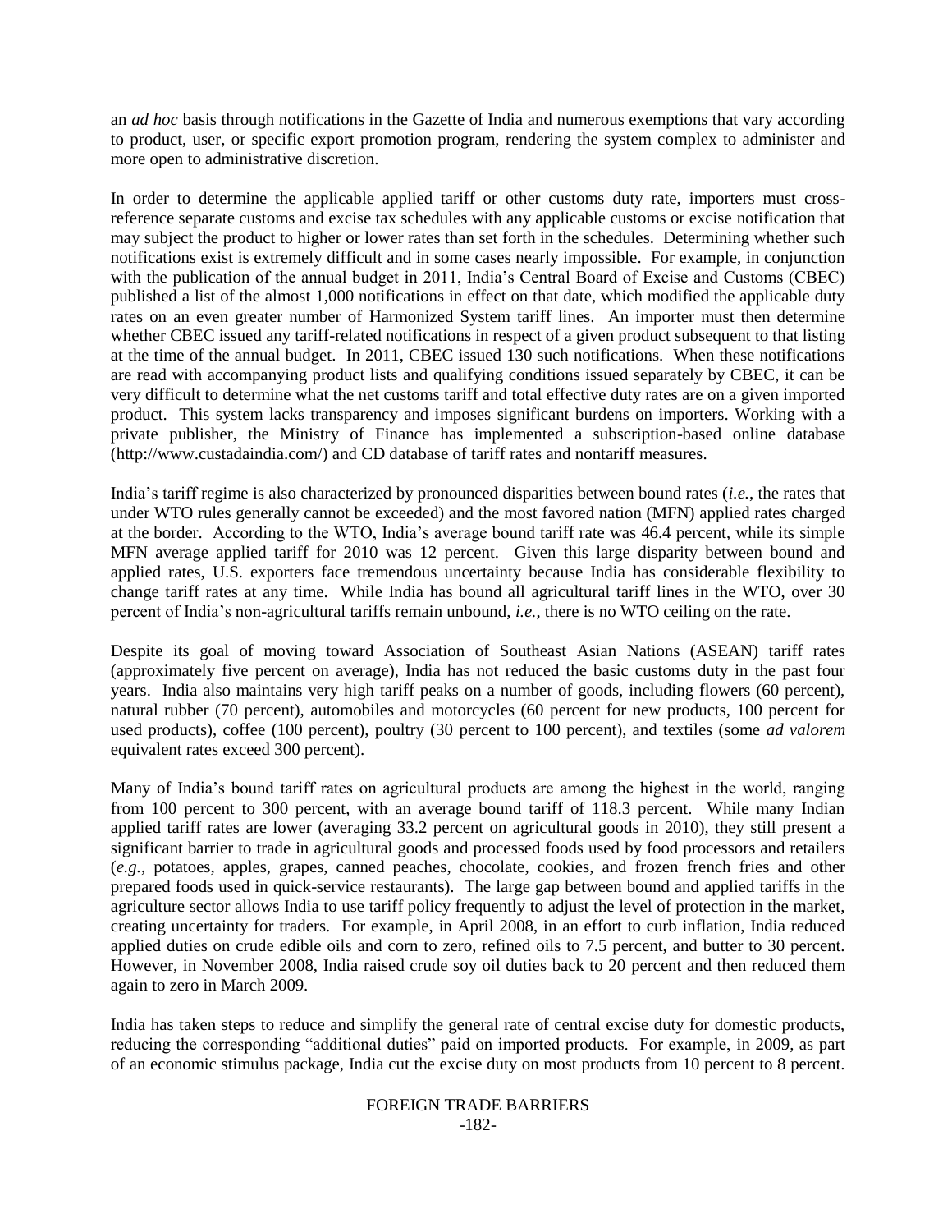an *ad hoc* basis through notifications in the Gazette of India and numerous exemptions that vary according to product, user, or specific export promotion program, rendering the system complex to administer and more open to administrative discretion.

In order to determine the applicable applied tariff or other customs duty rate, importers must cross-reference separate customs and excise tax schedules with any applicable customs or excise notification that may subject the product to higher or lower rates than set forth in the schedules. Determining whether such notifications exist is extremely difficult and in some cases nearly impossible. For example, in conjunction with the publication of the annual budget in 2011, India's Central Board of Excise and Customs (CBEC) published a list of the almost 1,000 notifications in effect on that date, which modified the applicable duty rates on an even greater number of Harmonized System tariff lines. An importer must then determine whether CBEC issued any tariff-related notifications in respect of a given product subsequent to that listing at the time of the annual budget. In 2011, CBEC issued 130 such notifications. When these notifications are read with accompanying product lists and qualifying conditions issued separately by CBEC, it can be very difficult to determine what the net customs tariff and total effective duty rates are on a given imported product. This system lacks transparency and imposes significant burdens on importers. Working with a private publisher, the Ministry of Finance has implemented a subscription-based online database (http://www.custadaindia.com/) and CD database of tariff rates and nontariff measures.

India's tariff regime is also characterized by pronounced disparities between bound rates (*i.e.*, the rates that under WTO rules generally cannot be exceeded) and the most favored nation (MFN) applied rates charged at the border. According to the WTO, India's average bound tariff rate was 46.4 percent, while its simple MFN average applied tariff for 2010 was 12 percent. Given this large disparity between bound and applied rates, U.S. exporters face tremendous uncertainty because India has considerable flexibility to change tariff rates at any time. While India has bound all agricultural tariff lines in the WTO, over 30 percent of India's non-agricultural tariffs remain unbound, *i.e.*, there is no WTO ceiling on the rate.

Despite its goal of moving toward Association of Southeast Asian Nations (ASEAN) tariff rates (approximately five percent on average), India has not reduced the basic customs duty in the past four years. India also maintains very high tariff peaks on a number of goods, including flowers (60 percent), natural rubber (70 percent), automobiles and motorcycles (60 percent for new products, 100 percent for used products), coffee (100 percent), poultry (30 percent to 100 percent), and textiles (some *ad valorem* equivalent rates exceed 300 percent).

Many of India's bound tariff rates on agricultural products are among the highest in the world, ranging from 100 percent to 300 percent, with an average bound tariff of 118.3 percent. While many Indian applied tariff rates are lower (averaging 33.2 percent on agricultural goods in 2010), they still present a significant barrier to trade in agricultural goods and processed foods used by food processors and retailers (*e.g.*, potatoes, apples, grapes, canned peaches, chocolate, cookies, and frozen french fries and other prepared foods used in quick-service restaurants). The large gap between bound and applied tariffs in the agriculture sector allows India to use tariff policy frequently to adjust the level of protection in the market, creating uncertainty for traders. For example, in April 2008, in an effort to curb inflation, India reduced applied duties on crude edible oils and corn to zero, refined oils to 7.5 percent, and butter to 30 percent. However, in November 2008, India raised crude soy oil duties back to 20 percent and then reduced them again to zero in March 2009.

India has taken steps to reduce and simplify the general rate of central excise duty for domestic products, reducing the corresponding "additional duties" paid on imported products. For example, in 2009, as part of an economic stimulus package, India cut the excise duty on most products from 10 percent to 8 percent.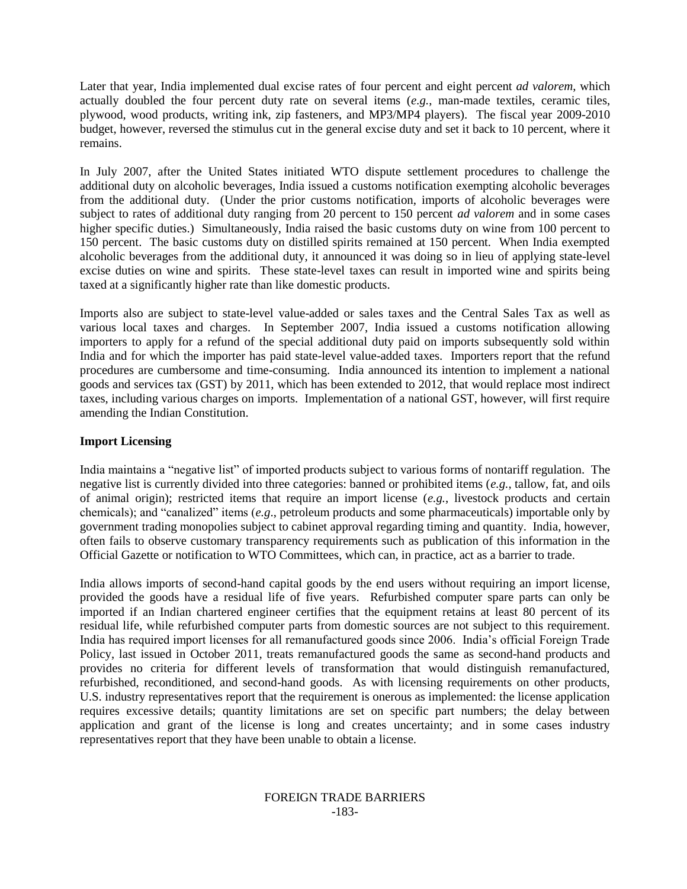Later that year, India implemented dual excise rates of four percent and eight percent *ad valorem*, which actually doubled the four percent duty rate on several items (*e.g.*, man-made textiles, ceramic tiles, plywood, wood products, writing ink, zip fasteners, and MP3/MP4 players). The fiscal year 2009-2010 budget, however, reversed the stimulus cut in the general excise duty and set it back to 10 percent, where it remains.

In July 2007, after the United States initiated WTO dispute settlement procedures to challenge the additional duty on alcoholic beverages, India issued a customs notification exempting alcoholic beverages from the additional duty. (Under the prior customs notification, imports of alcoholic beverages were subject to rates of additional duty ranging from 20 percent to 150 percent *ad valorem* and in some cases higher specific duties.) Simultaneously, India raised the basic customs duty on wine from 100 percent to 150 percent. The basic customs duty on distilled spirits remained at 150 percent. When India exempted alcoholic beverages from the additional duty, it announced it was doing so in lieu of applying state-level excise duties on wine and spirits. These state-level taxes can result in imported wine and spirits being taxed at a significantly higher rate than like domestic products.

Imports also are subject to state-level value-added or sales taxes and the Central Sales Tax as well as various local taxes and charges. In September 2007, India issued a customs notification allowing importers to apply for a refund of the special additional duty paid on imports subsequently sold within India and for which the importer has paid state-level value-added taxes. Importers report that the refund procedures are cumbersome and time-consuming. India announced its intention to implement a national goods and services tax (GST) by 2011, which has been extended to 2012, that would replace most indirect taxes, including various charges on imports. Implementation of a national GST, however, will first require amending the Indian Constitution.

**Import Licensing**

India maintains a "negative list" of imported products subject to various forms of nontariff regulation. The negative list is currently divided into three categories: banned or prohibited items (*e.g.*, tallow, fat, and oils of animal origin); restricted items that require an import license (*e.g.*, livestock products and certain chemicals); and "canalized" items (*e.g*., petroleum products and some pharmaceuticals) importable only by government trading monopolies subject to cabinet approval regarding timing and quantity. India, however, often fails to observe customary transparency requirements such as publication of this information in the Official Gazette or notification to WTO Committees, which can, in practice, act as a barrier to trade.

India allows imports of second-hand capital goods by the end users without requiring an import license, provided the goods have a residual life of five years. Refurbished computer spare parts can only be imported if an Indian chartered engineer certifies that the equipment retains at least 80 percent of its residual life, while refurbished computer parts from domestic sources are not subject to this requirement. India has required import licenses for all remanufactured goods since 2006. India's official Foreign Trade Policy, last issued in October 2011, treats remanufactured goods the same as second-hand products and provides no criteria for different levels of transformation that would distinguish remanufactured, refurbished, reconditioned, and second-hand goods. As with licensing requirements on other products, U.S. industry representatives report that the requirement is onerous as implemented: the license application requires excessive details; quantity limitations are set on specific part numbers; the delay between application and grant of the license is long and creates uncertainty; and in some cases industry representatives report that they have been unable to obtain a license.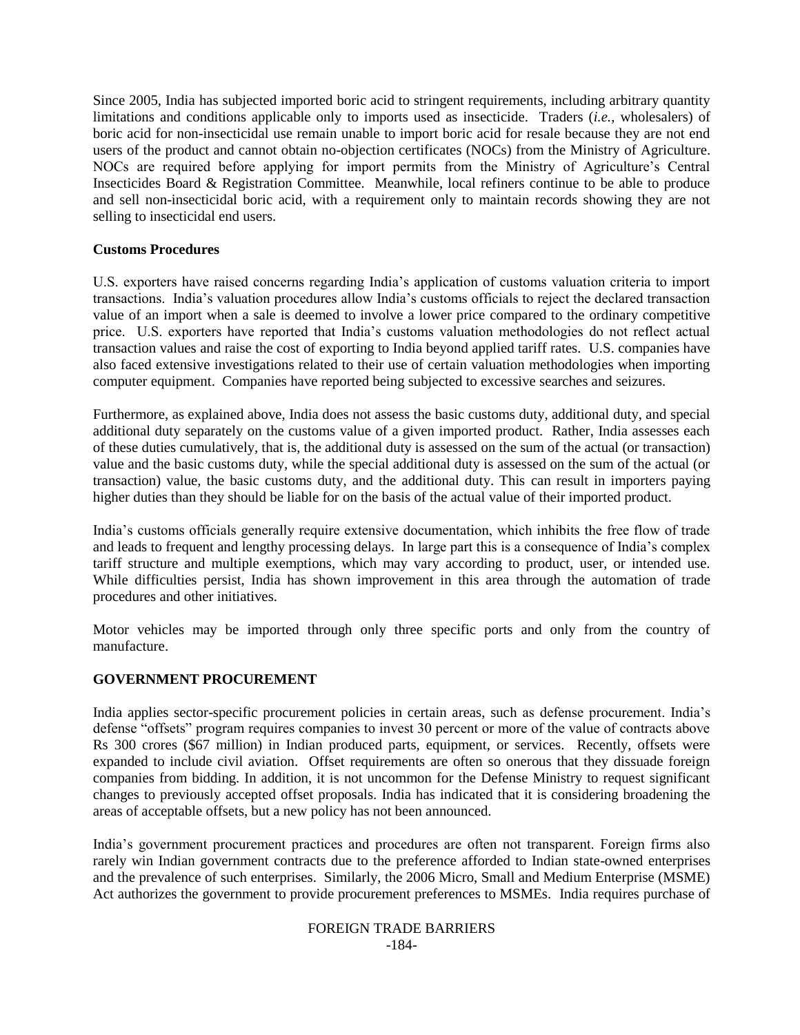Since 2005, India has subjected imported boric acid to stringent requirements, including arbitrary quantity limitations and conditions applicable only to imports used as insecticide. Traders (*i.e.*, wholesalers) of boric acid for non-insecticidal use remain unable to import boric acid for resale because they are not end users of the product and cannot obtain no-objection certificates (NOCs) from the Ministry of Agriculture. NOCs are required before applying for import permits from the Ministry of Agriculture's Central Insecticides Board & Registration Committee. Meanwhile, local refiners continue to be able to produce and sell non-insecticidal boric acid, with a requirement only to maintain records showing they are not selling to insecticidal end users.

**Customs Procedures**

U.S. exporters have raised concerns regarding India's application of customs valuation criteria to import transactions. India's valuation procedures allow India's customs officials to reject the declared transaction value of an import when a sale is deemed to involve a lower price compared to the ordinary competitive price. U.S. exporters have reported that India's customs valuation methodologies do not reflect actual transaction values and raise the cost of exporting to India beyond applied tariff rates. U.S. companies have also faced extensive investigations related to their use of certain valuation methodologies when importing computer equipment. Companies have reported being subjected to excessive searches and seizures.

Furthermore, as explained above, India does not assess the basic customs duty, additional duty, and special additional duty separately on the customs value of a given imported product. Rather, India assesses each of these duties cumulatively, that is, the additional duty is assessed on the sum of the actual (or transaction) value and the basic customs duty, while the special additional duty is assessed on the sum of the actual (or transaction) value, the basic customs duty, and the additional duty. This can result in importers paying higher duties than they should be liable for on the basis of the actual value of their imported product.

India's customs officials generally require extensive documentation, which inhibits the free flow of trade and leads to frequent and lengthy processing delays. In large part this is a consequence of India's complex tariff structure and multiple exemptions, which may vary according to product, user, or intended use. While difficulties persist, India has shown improvement in this area through the automation of trade procedures and other initiatives.

Motor vehicles may be imported through only three specific ports and only from the country of manufacture.

**GOVERNMENT PROCUREMENT**

India applies sector-specific procurement policies in certain areas, such as defense procurement. India's defense "offsets" program requires companies to invest 30 percent or more of the value of contracts above Rs 300 crores ($67 million) in Indian produced parts, equipment, or services. Recently, offsets were expanded to include civil aviation. Offset requirements are often so onerous that they dissuade foreign companies from bidding. In addition, it is not uncommon for the Defense Ministry to request significant changes to previously accepted offset proposals. India has indicated that it is considering broadening the areas of acceptable offsets, but a new policy has not been announced.

India's government procurement practices and procedures are often not transparent. Foreign firms also rarely win Indian government contracts due to the preference afforded to Indian state-owned enterprises and the prevalence of such enterprises. Similarly, the 2006 Micro, Small and Medium Enterprise (MSME) Act authorizes the government to provide procurement preferences to MSMEs. India requires purchase of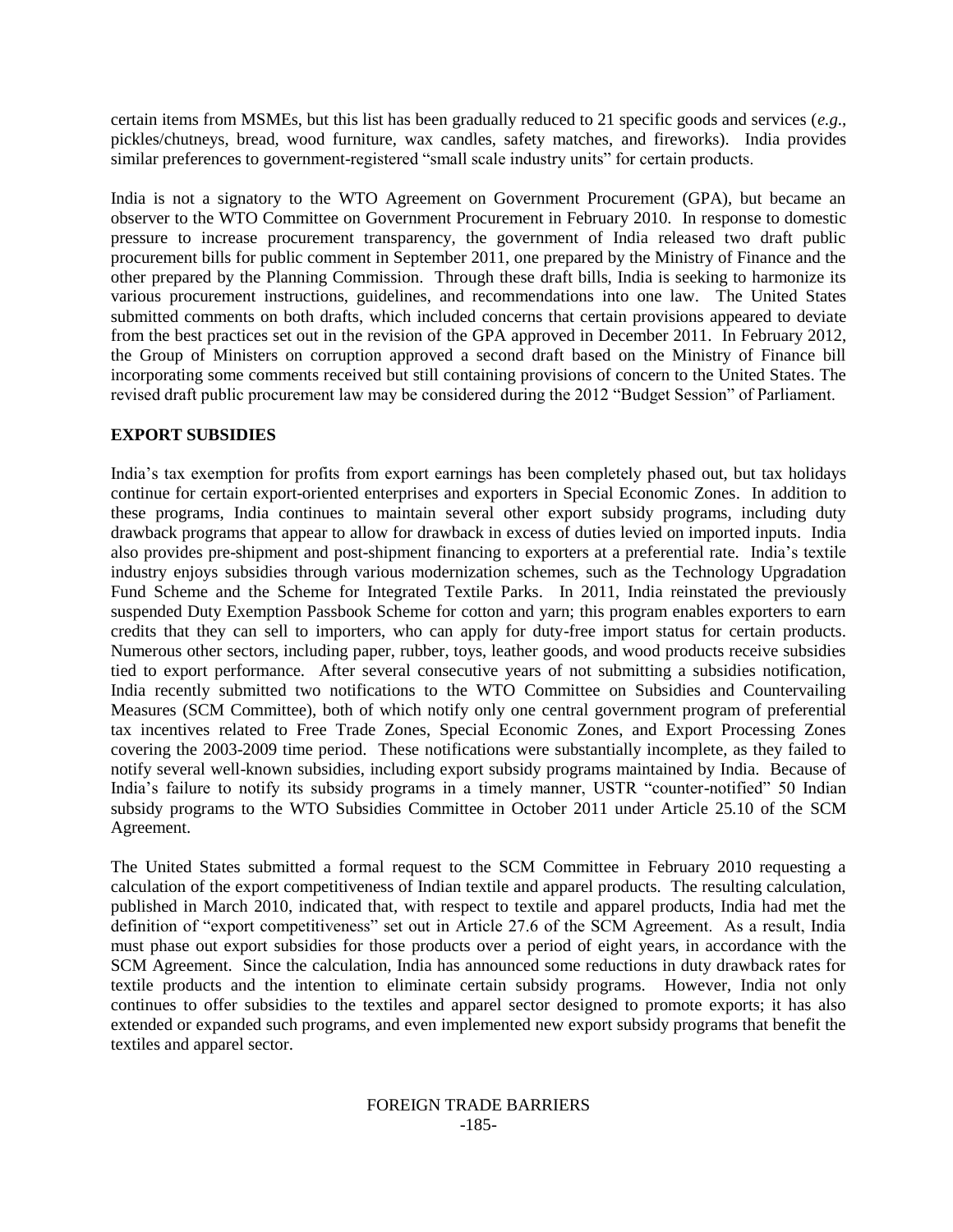certain items from MSMEs, but this list has been gradually reduced to 21 specific goods and services (*e.g*., pickles/chutneys, bread, wood furniture, wax candles, safety matches, and fireworks). India provides similar preferences to government-registered "small scale industry units" for certain products.

India is not a signatory to the WTO Agreement on Government Procurement (GPA), but became an observer to the WTO Committee on Government Procurement in February 2010. In response to domestic pressure to increase procurement transparency, the government of India released two draft public procurement bills for public comment in September 2011, one prepared by the Ministry of Finance and the other prepared by the Planning Commission. Through these draft bills, India is seeking to harmonize its various procurement instructions, guidelines, and recommendations into one law. The United States submitted comments on both drafts, which included concerns that certain provisions appeared to deviate from the best practices set out in the revision of the GPA approved in December 2011. In February 2012, the Group of Ministers on corruption approved a second draft based on the Ministry of Finance bill incorporating some comments received but still containing provisions of concern to the United States. The revised draft public procurement law may be considered during the 2012 "Budget Session" of Parliament.

**EXPORT SUBSIDIES**

India's tax exemption for profits from export earnings has been completely phased out, but tax holidays continue for certain export-oriented enterprises and exporters in Special Economic Zones. In addition to these programs, India continues to maintain several other export subsidy programs, including duty drawback programs that appear to allow for drawback in excess of duties levied on imported inputs. India also provides pre-shipment and post-shipment financing to exporters at a preferential rate. India's textile industry enjoys subsidies through various modernization schemes, such as the Technology Upgradation Fund Scheme and the Scheme for Integrated Textile Parks. In 2011, India reinstated the previously suspended Duty Exemption Passbook Scheme for cotton and yarn; this program enables exporters to earn credits that they can sell to importers, who can apply for duty-free import status for certain products. Numerous other sectors, including paper, rubber, toys, leather goods, and wood products receive subsidies tied to export performance. After several consecutive years of not submitting a subsidies notification, India recently submitted two notifications to the WTO Committee on Subsidies and Countervailing Measures (SCM Committee), both of which notify only one central government program of preferential tax incentives related to Free Trade Zones, Special Economic Zones, and Export Processing Zones covering the 2003-2009 time period. These notifications were substantially incomplete, as they failed to notify several well-known subsidies, including export subsidy programs maintained by India. Because of India's failure to notify its subsidy programs in a timely manner, USTR "counter-notified" 50 Indian subsidy programs to the WTO Subsidies Committee in October 2011 under Article 25.10 of the SCM Agreement.

The United States submitted a formal request to the SCM Committee in February 2010 requesting a calculation of the export competitiveness of Indian textile and apparel products. The resulting calculation, published in March 2010, indicated that, with respect to textile and apparel products, India had met the definition of "export competitiveness" set out in Article 27.6 of the SCM Agreement. As a result, India must phase out export subsidies for those products over a period of eight years, in accordance with the SCM Agreement. Since the calculation, India has announced some reductions in duty drawback rates for textile products and the intention to eliminate certain subsidy programs. However, India not only continues to offer subsidies to the textiles and apparel sector designed to promote exports; it has also extended or expanded such programs, and even implemented new export subsidy programs that benefit the textiles and apparel sector.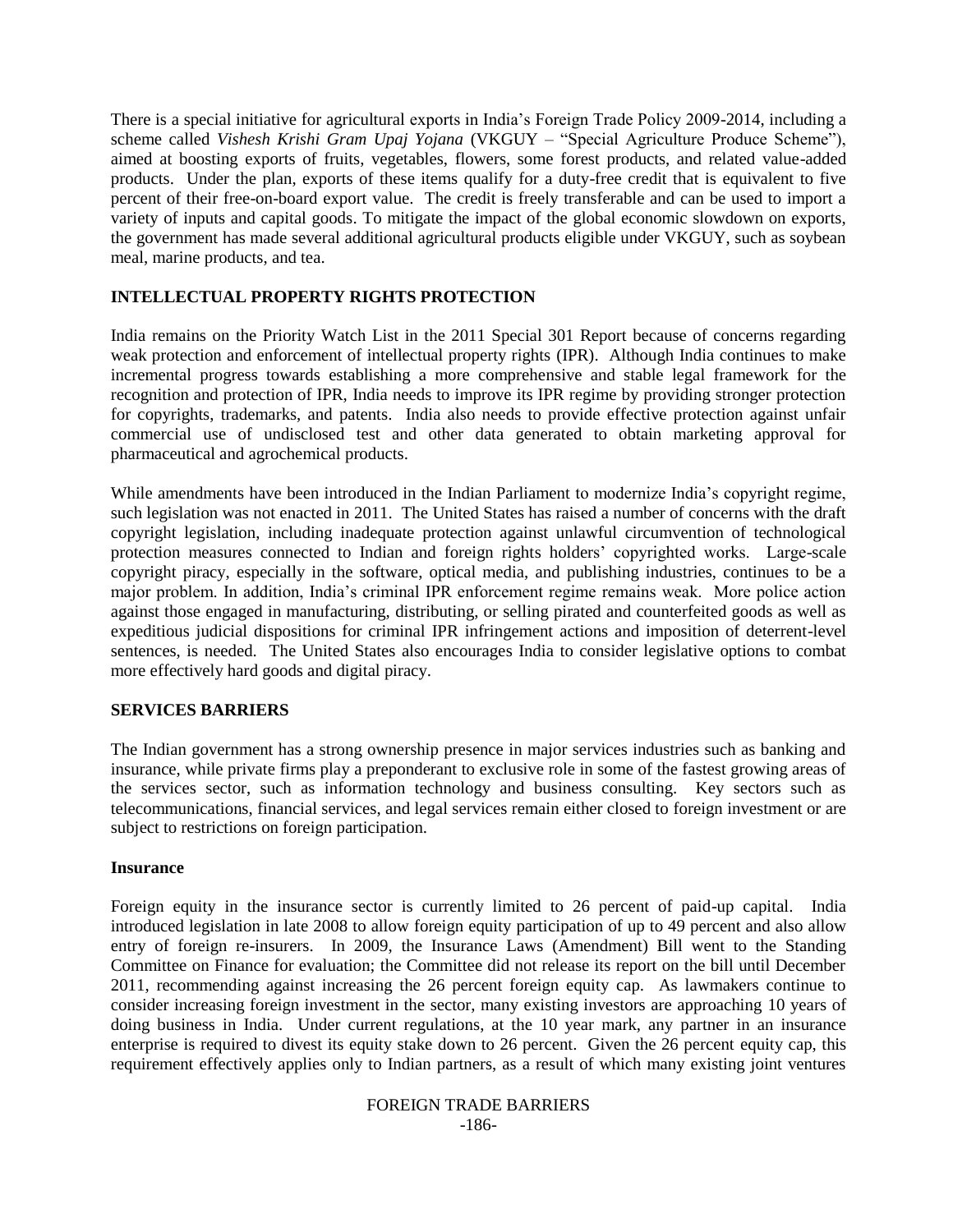There is a special initiative for agricultural exports in India's Foreign Trade Policy 2009-2014, including a scheme called *Vishesh Krishi Gram Upaj Yojana* (VKGUY – "Special Agriculture Produce Scheme"), aimed at boosting exports of fruits, vegetables, flowers, some forest products, and related value-added products. Under the plan, exports of these items qualify for a duty-free credit that is equivalent to five percent of their free-on-board export value. The credit is freely transferable and can be used to import a variety of inputs and capital goods. To mitigate the impact of the global economic slowdown on exports, the government has made several additional agricultural products eligible under VKGUY, such as soybean meal, marine products, and tea.

## INTELLECTUAL PROPERTY RIGHTS PROTECTION

India remains on the Priority Watch List in the 2011 Special 301 Report because of concerns regarding weak protection and enforcement of intellectual property rights (IPR). Although India continues to make incremental progress towards establishing a more comprehensive and stable legal framework for the recognition and protection of IPR, India needs to improve its IPR regime by providing stronger protection for copyrights, trademarks, and patents. India also needs to provide effective protection against unfair commercial use of undisclosed test and other data generated to obtain marketing approval for pharmaceutical and agrochemical products.

While amendments have been introduced in the Indian Parliament to modernize India's copyright regime, such legislation was not enacted in 2011. The United States has raised a number of concerns with the draft copyright legislation, including inadequate protection against unlawful circumvention of technological protection measures connected to Indian and foreign rights holders' copyrighted works. Large-scale copyright piracy, especially in the software, optical media, and publishing industries, continues to be a major problem. In addition, India's criminal IPR enforcement regime remains weak. More police action against those engaged in manufacturing, distributing, or selling pirated and counterfeited goods as well as expeditious judicial dispositions for criminal IPR infringement actions and imposition of deterrent-level sentences, is needed. The United States also encourages India to consider legislative options to combat more effectively hard goods and digital piracy.

## SERVICES BARRIERS

The Indian government has a strong ownership presence in major services industries such as banking and insurance, while private firms play a preponderant to exclusive role in some of the fastest growing areas of the services sector, such as information technology and business consulting. Key sectors such as telecommunications, financial services, and legal services remain either closed to foreign investment or are subject to restrictions on foreign participation.

### Insurance

Foreign equity in the insurance sector is currently limited to 26 percent of paid-up capital. India introduced legislation in late 2008 to allow foreign equity participation of up to 49 percent and also allow entry of foreign re-insurers. In 2009, the Insurance Laws (Amendment) Bill went to the Standing Committee on Finance for evaluation; the Committee did not release its report on the bill until December 2011, recommending against increasing the 26 percent foreign equity cap. As lawmakers continue to consider increasing foreign investment in the sector, many existing investors are approaching 10 years of doing business in India. Under current regulations, at the 10 year mark, any partner in an insurance enterprise is required to divest its equity stake down to 26 percent. Given the 26 percent equity cap, this requirement effectively applies only to Indian partners, as a result of which many existing joint ventures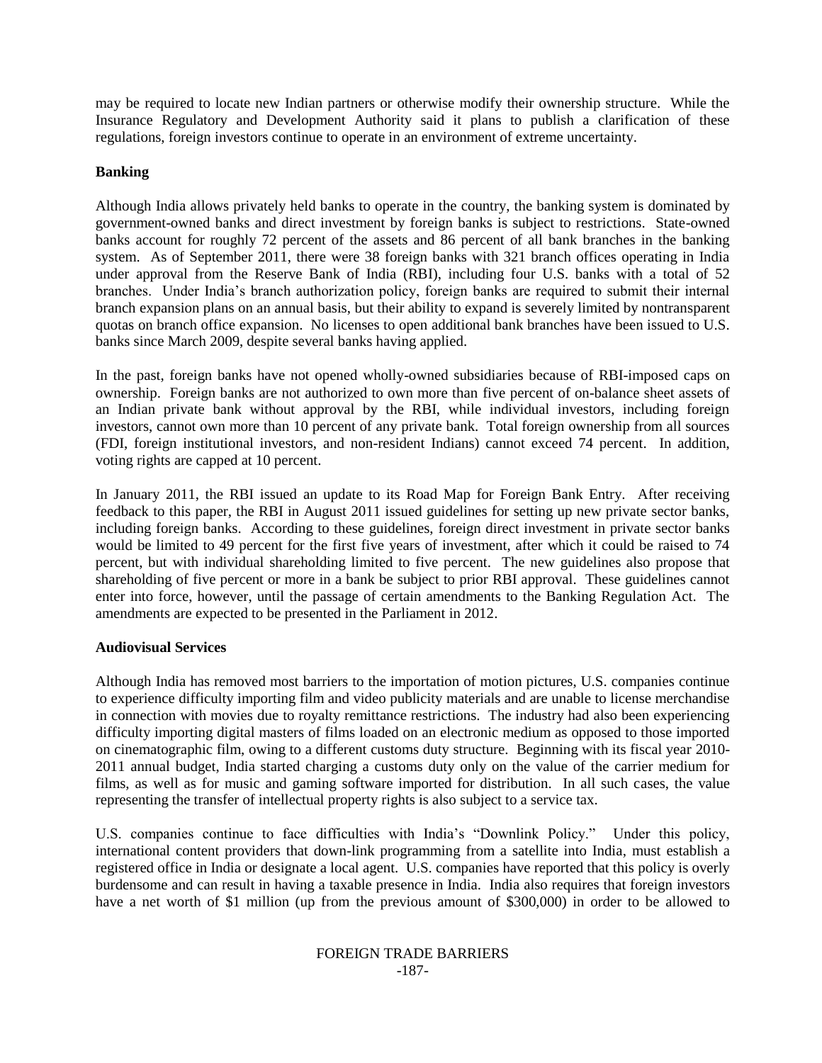may be required to locate new Indian partners or otherwise modify their ownership structure. While the Insurance Regulatory and Development Authority said it plans to publish a clarification of these regulations, foreign investors continue to operate in an environment of extreme uncertainty.

**Banking**

Although India allows privately held banks to operate in the country, the banking system is dominated by government-owned banks and direct investment by foreign banks is subject to restrictions. State-owned banks account for roughly 72 percent of the assets and 86 percent of all bank branches in the banking system. As of September 2011, there were 38 foreign banks with 321 branch offices operating in India under approval from the Reserve Bank of India (RBI), including four U.S. banks with a total of 52 branches. Under India's branch authorization policy, foreign banks are required to submit their internal branch expansion plans on an annual basis, but their ability to expand is severely limited by nontransparent quotas on branch office expansion. No licenses to open additional bank branches have been issued to U.S. banks since March 2009, despite several banks having applied.

In the past, foreign banks have not opened wholly-owned subsidiaries because of RBI-imposed caps on ownership. Foreign banks are not authorized to own more than five percent of on-balance sheet assets of an Indian private bank without approval by the RBI, while individual investors, including foreign investors, cannot own more than 10 percent of any private bank. Total foreign ownership from all sources (FDI, foreign institutional investors, and non-resident Indians) cannot exceed 74 percent. In addition, voting rights are capped at 10 percent.

In January 2011, the RBI issued an update to its Road Map for Foreign Bank Entry. After receiving feedback to this paper, the RBI in August 2011 issued guidelines for setting up new private sector banks, including foreign banks. According to these guidelines, foreign direct investment in private sector banks would be limited to 49 percent for the first five years of investment, after which it could be raised to 74 percent, but with individual shareholding limited to five percent. The new guidelines also propose that shareholding of five percent or more in a bank be subject to prior RBI approval. These guidelines cannot enter into force, however, until the passage of certain amendments to the Banking Regulation Act. The amendments are expected to be presented in the Parliament in 2012.

**Audiovisual Services**

Although India has removed most barriers to the importation of motion pictures, U.S. companies continue to experience difficulty importing film and video publicity materials and are unable to license merchandise in connection with movies due to royalty remittance restrictions. The industry had also been experiencing difficulty importing digital masters of films loaded on an electronic medium as opposed to those imported on cinematographic film, owing to a different customs duty structure. Beginning with its fiscal year 2010-2011 annual budget, India started charging a customs duty only on the value of the carrier medium for films, as well as for music and gaming software imported for distribution. In all such cases, the value representing the transfer of intellectual property rights is also subject to a service tax.

U.S. companies continue to face difficulties with India's "Downlink Policy." Under this policy, international content providers that down-link programming from a satellite into India, must establish a registered office in India or designate a local agent. U.S. companies have reported that this policy is overly burdensome and can result in having a taxable presence in India. India also requires that foreign investors have a net worth of \$1 million (up from the previous amount of \$300,000) in order to be allowed to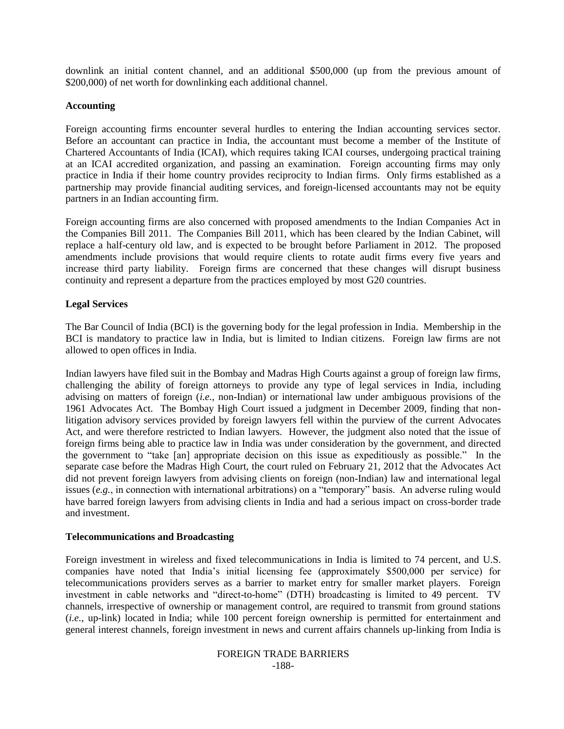downlink an initial content channel, and an additional $500,000 (up from the previous amount of $200,000) of net worth for downlinking each additional channel.

**Accounting**

Foreign accounting firms encounter several hurdles to entering the Indian accounting services sector. Before an accountant can practice in India, the accountant must become a member of the Institute of Chartered Accountants of India (ICAI), which requires taking ICAI courses, undergoing practical training at an ICAI accredited organization, and passing an examination. Foreign accounting firms may only practice in India if their home country provides reciprocity to Indian firms. Only firms established as a partnership may provide financial auditing services, and foreign-licensed accountants may not be equity partners in an Indian accounting firm.

Foreign accounting firms are also concerned with proposed amendments to the Indian Companies Act in the Companies Bill 2011. The Companies Bill 2011, which has been cleared by the Indian Cabinet, will replace a half-century old law, and is expected to be brought before Parliament in 2012. The proposed amendments include provisions that would require clients to rotate audit firms every five years and increase third party liability. Foreign firms are concerned that these changes will disrupt business continuity and represent a departure from the practices employed by most G20 countries.

**Legal Services**

The Bar Council of India (BCI) is the governing body for the legal profession in India. Membership in the BCI is mandatory to practice law in India, but is limited to Indian citizens. Foreign law firms are not allowed to open offices in India.

Indian lawyers have filed suit in the Bombay and Madras High Courts against a group of foreign law firms, challenging the ability of foreign attorneys to provide any type of legal services in India, including advising on matters of foreign (*i.e.*, non-Indian) or international law under ambiguous provisions of the 1961 Advocates Act. The Bombay High Court issued a judgment in December 2009, finding that non-litigation advisory services provided by foreign lawyers fell within the purview of the current Advocates Act, and were therefore restricted to Indian lawyers. However, the judgment also noted that the issue of foreign firms being able to practice law in India was under consideration by the government, and directed the government to "take [an] appropriate decision on this issue as expeditiously as possible." In the separate case before the Madras High Court, the court ruled on February 21, 2012 that the Advocates Act did not prevent foreign lawyers from advising clients on foreign (non-Indian) law and international legal issues (*e.g.*, in connection with international arbitrations) on a "temporary" basis. An adverse ruling would have barred foreign lawyers from advising clients in India and had a serious impact on cross-border trade and investment.

**Telecommunications and Broadcasting**

Foreign investment in wireless and fixed telecommunications in India is limited to 74 percent, and U.S. companies have noted that India's initial licensing fee (approximately $500,000 per service) for telecommunications providers serves as a barrier to market entry for smaller market players. Foreign investment in cable networks and "direct-to-home" (DTH) broadcasting is limited to 49 percent. TV channels, irrespective of ownership or management control, are required to transmit from ground stations (*i.e.*, up-link) located in India; while 100 percent foreign ownership is permitted for entertainment and general interest channels, foreign investment in news and current affairs channels up-linking from India is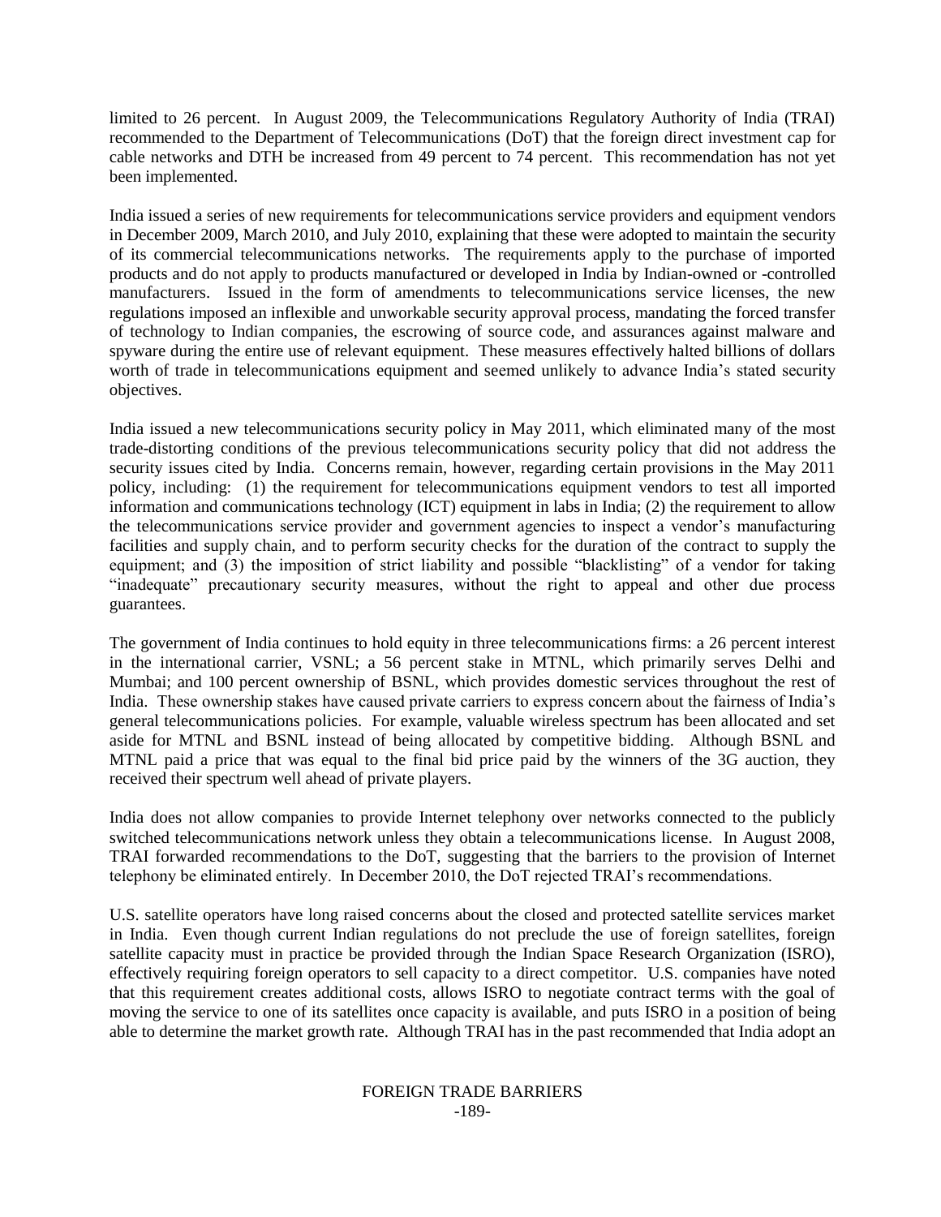limited to 26 percent. In August 2009, the Telecommunications Regulatory Authority of India (TRAI) recommended to the Department of Telecommunications (DoT) that the foreign direct investment cap for cable networks and DTH be increased from 49 percent to 74 percent. This recommendation has not yet been implemented.

India issued a series of new requirements for telecommunications service providers and equipment vendors in December 2009, March 2010, and July 2010, explaining that these were adopted to maintain the security of its commercial telecommunications networks. The requirements apply to the purchase of imported products and do not apply to products manufactured or developed in India by Indian-owned or -controlled manufacturers. Issued in the form of amendments to telecommunications service licenses, the new regulations imposed an inflexible and unworkable security approval process, mandating the forced transfer of technology to Indian companies, the escrowing of source code, and assurances against malware and spyware during the entire use of relevant equipment. These measures effectively halted billions of dollars worth of trade in telecommunications equipment and seemed unlikely to advance India's stated security objectives.

India issued a new telecommunications security policy in May 2011, which eliminated many of the most trade-distorting conditions of the previous telecommunications security policy that did not address the security issues cited by India. Concerns remain, however, regarding certain provisions in the May 2011 policy, including: (1) the requirement for telecommunications equipment vendors to test all imported information and communications technology (ICT) equipment in labs in India; (2) the requirement to allow the telecommunications service provider and government agencies to inspect a vendor's manufacturing facilities and supply chain, and to perform security checks for the duration of the contract to supply the equipment; and (3) the imposition of strict liability and possible "blacklisting" of a vendor for taking "inadequate" precautionary security measures, without the right to appeal and other due process guarantees.

The government of India continues to hold equity in three telecommunications firms: a 26 percent interest in the international carrier, VSNL; a 56 percent stake in MTNL, which primarily serves Delhi and Mumbai; and 100 percent ownership of BSNL, which provides domestic services throughout the rest of India. These ownership stakes have caused private carriers to express concern about the fairness of India's general telecommunications policies. For example, valuable wireless spectrum has been allocated and set aside for MTNL and BSNL instead of being allocated by competitive bidding. Although BSNL and MTNL paid a price that was equal to the final bid price paid by the winners of the 3G auction, they received their spectrum well ahead of private players.

India does not allow companies to provide Internet telephony over networks connected to the publicly switched telecommunications network unless they obtain a telecommunications license. In August 2008, TRAI forwarded recommendations to the DoT, suggesting that the barriers to the provision of Internet telephony be eliminated entirely. In December 2010, the DoT rejected TRAI's recommendations.

U.S. satellite operators have long raised concerns about the closed and protected satellite services market in India. Even though current Indian regulations do not preclude the use of foreign satellites, foreign satellite capacity must in practice be provided through the Indian Space Research Organization (ISRO), effectively requiring foreign operators to sell capacity to a direct competitor. U.S. companies have noted that this requirement creates additional costs, allows ISRO to negotiate contract terms with the goal of moving the service to one of its satellites once capacity is available, and puts ISRO in a position of being able to determine the market growth rate. Although TRAI has in the past recommended that India adopt an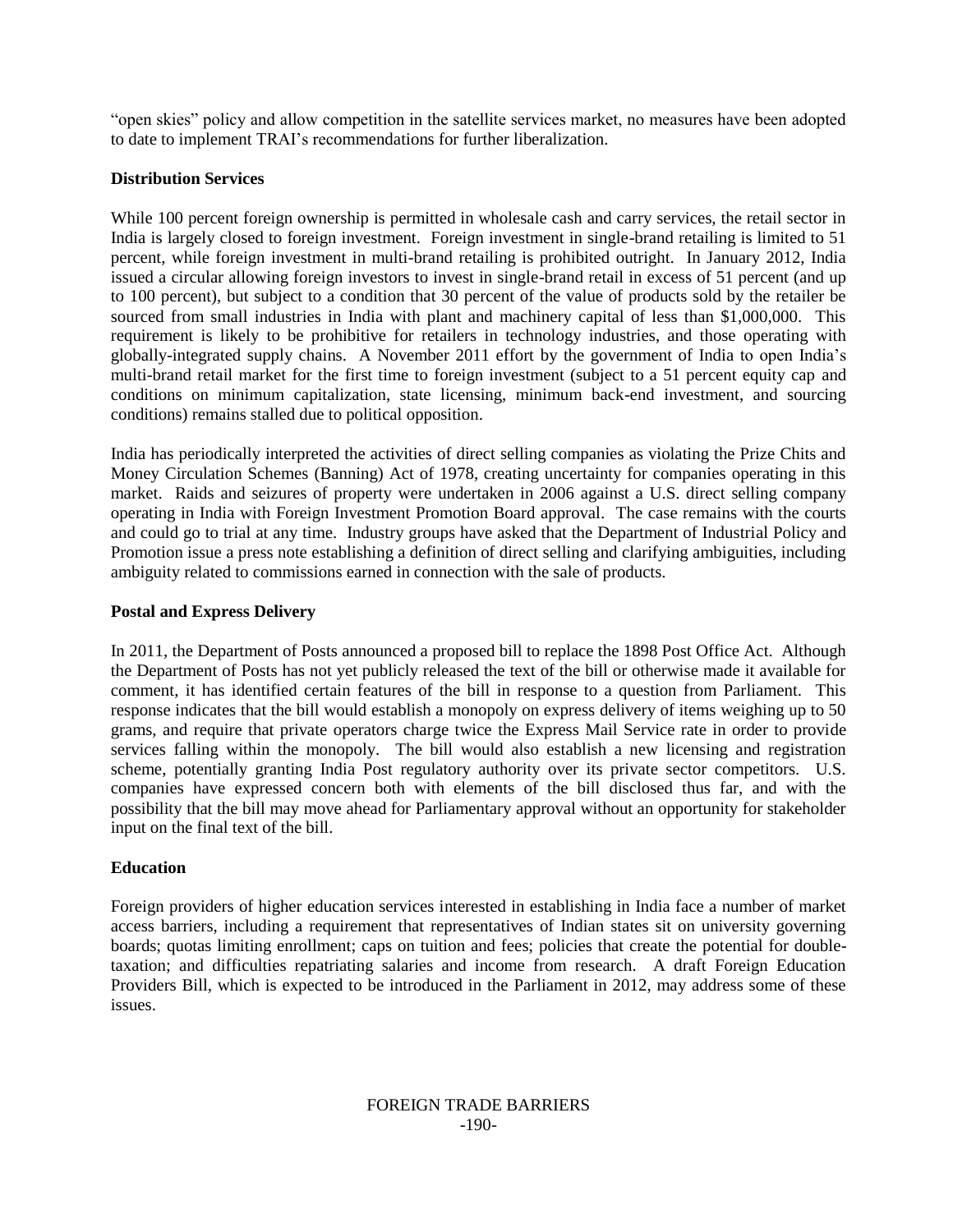"open skies" policy and allow competition in the satellite services market, no measures have been adopted to date to implement TRAI's recommendations for further liberalization.

**Distribution Services**

While 100 percent foreign ownership is permitted in wholesale cash and carry services, the retail sector in India is largely closed to foreign investment. Foreign investment in single-brand retailing is limited to 51 percent, while foreign investment in multi-brand retailing is prohibited outright. In January 2012, India issued a circular allowing foreign investors to invest in single-brand retail in excess of 51 percent (and up to 100 percent), but subject to a condition that 30 percent of the value of products sold by the retailer be sourced from small industries in India with plant and machinery capital of less than $1,000,000. This requirement is likely to be prohibitive for retailers in technology industries, and those operating with globally-integrated supply chains. A November 2011 effort by the government of India to open India's multi-brand retail market for the first time to foreign investment (subject to a 51 percent equity cap and conditions on minimum capitalization, state licensing, minimum back-end investment, and sourcing conditions) remains stalled due to political opposition.

India has periodically interpreted the activities of direct selling companies as violating the Prize Chits and Money Circulation Schemes (Banning) Act of 1978, creating uncertainty for companies operating in this market. Raids and seizures of property were undertaken in 2006 against a U.S. direct selling company operating in India with Foreign Investment Promotion Board approval. The case remains with the courts and could go to trial at any time. Industry groups have asked that the Department of Industrial Policy and Promotion issue a press note establishing a definition of direct selling and clarifying ambiguities, including ambiguity related to commissions earned in connection with the sale of products.

**Postal and Express Delivery**

In 2011, the Department of Posts announced a proposed bill to replace the 1898 Post Office Act. Although the Department of Posts has not yet publicly released the text of the bill or otherwise made it available for comment, it has identified certain features of the bill in response to a question from Parliament. This response indicates that the bill would establish a monopoly on express delivery of items weighing up to 50 grams, and require that private operators charge twice the Express Mail Service rate in order to provide services falling within the monopoly. The bill would also establish a new licensing and registration scheme, potentially granting India Post regulatory authority over its private sector competitors. U.S. companies have expressed concern both with elements of the bill disclosed thus far, and with the possibility that the bill may move ahead for Parliamentary approval without an opportunity for stakeholder input on the final text of the bill.

**Education**

Foreign providers of higher education services interested in establishing in India face a number of market access barriers, including a requirement that representatives of Indian states sit on university governing boards; quotas limiting enrollment; caps on tuition and fees; policies that create the potential for double-taxation; and difficulties repatriating salaries and income from research. A draft Foreign Education Providers Bill, which is expected to be introduced in the Parliament in 2012, may address some of these issues.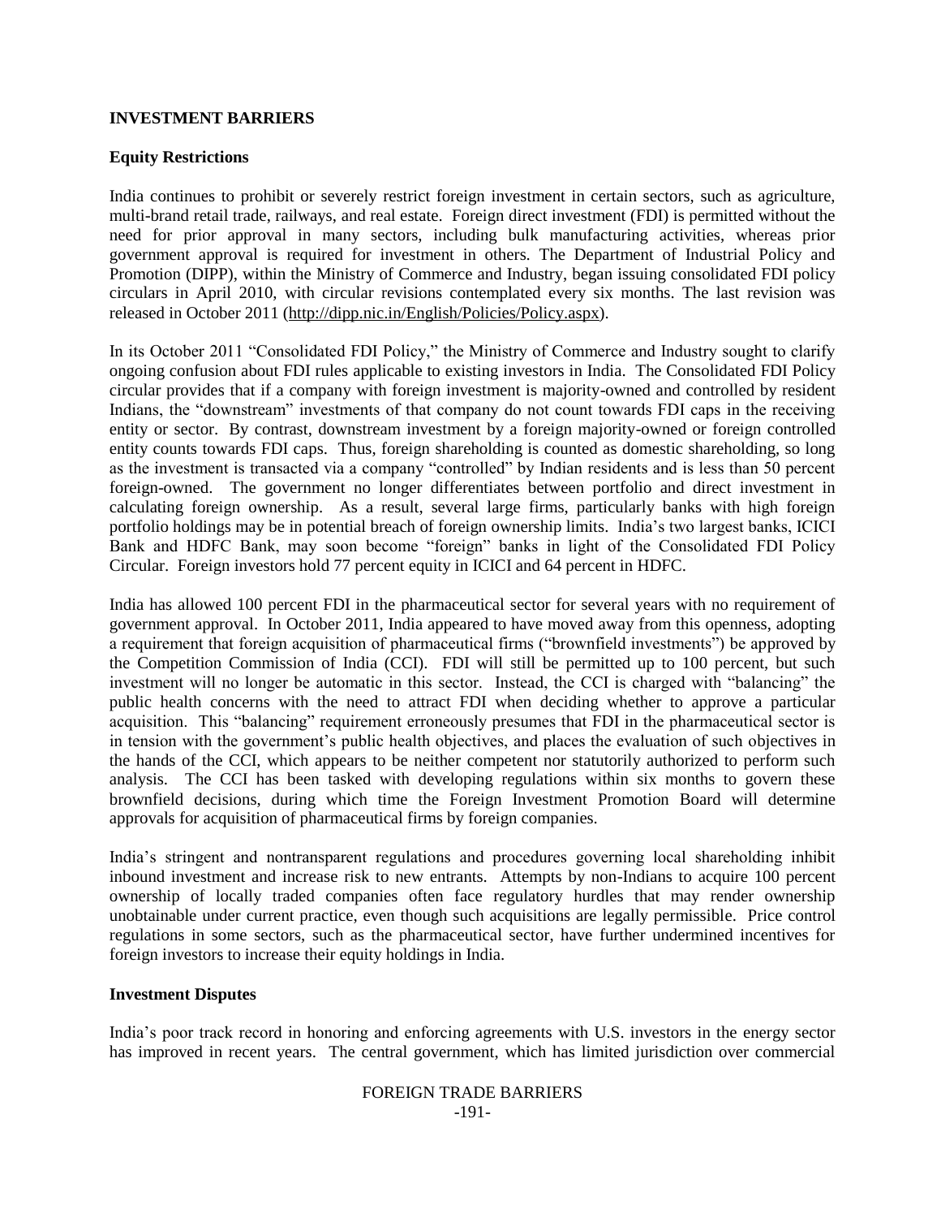## INVESTMENT BARRIERS

### Equity Restrictions

India continues to prohibit or severely restrict foreign investment in certain sectors, such as agriculture, multi-brand retail trade, railways, and real estate. Foreign direct investment (FDI) is permitted without the need for prior approval in many sectors, including bulk manufacturing activities, whereas prior government approval is required for investment in others. The Department of Industrial Policy and Promotion (DIPP), within the Ministry of Commerce and Industry, began issuing consolidated FDI policy circulars in April 2010, with circular revisions contemplated every six months. The last revision was released in October 2011 (http://dipp.nic.in/English/Policies/Policy.aspx).

In its October 2011 "Consolidated FDI Policy," the Ministry of Commerce and Industry sought to clarify ongoing confusion about FDI rules applicable to existing investors in India. The Consolidated FDI Policy circular provides that if a company with foreign investment is majority-owned and controlled by resident Indians, the "downstream" investments of that company do not count towards FDI caps in the receiving entity or sector. By contrast, downstream investment by a foreign majority-owned or foreign controlled entity counts towards FDI caps. Thus, foreign shareholding is counted as domestic shareholding, so long as the investment is transacted via a company "controlled" by Indian residents and is less than 50 percent foreign-owned. The government no longer differentiates between portfolio and direct investment in calculating foreign ownership. As a result, several large firms, particularly banks with high foreign portfolio holdings may be in potential breach of foreign ownership limits. India's two largest banks, ICICI Bank and HDFC Bank, may soon become "foreign" banks in light of the Consolidated FDI Policy Circular. Foreign investors hold 77 percent equity in ICICI and 64 percent in HDFC.

India has allowed 100 percent FDI in the pharmaceutical sector for several years with no requirement of government approval. In October 2011, India appeared to have moved away from this openness, adopting a requirement that foreign acquisition of pharmaceutical firms ("brownfield investments") be approved by the Competition Commission of India (CCI). FDI will still be permitted up to 100 percent, but such investment will no longer be automatic in this sector. Instead, the CCI is charged with "balancing" the public health concerns with the need to attract FDI when deciding whether to approve a particular acquisition. This "balancing" requirement erroneously presumes that FDI in the pharmaceutical sector is in tension with the government's public health objectives, and places the evaluation of such objectives in the hands of the CCI, which appears to be neither competent nor statutorily authorized to perform such analysis. The CCI has been tasked with developing regulations within six months to govern these brownfield decisions, during which time the Foreign Investment Promotion Board will determine approvals for acquisition of pharmaceutical firms by foreign companies.

India's stringent and nontransparent regulations and procedures governing local shareholding inhibit inbound investment and increase risk to new entrants. Attempts by non-Indians to acquire 100 percent ownership of locally traded companies often face regulatory hurdles that may render ownership unobtainable under current practice, even though such acquisitions are legally permissible. Price control regulations in some sectors, such as the pharmaceutical sector, have further undermined incentives for foreign investors to increase their equity holdings in India.

### Investment Disputes

India's poor track record in honoring and enforcing agreements with U.S. investors in the energy sector has improved in recent years. The central government, which has limited jurisdiction over commercial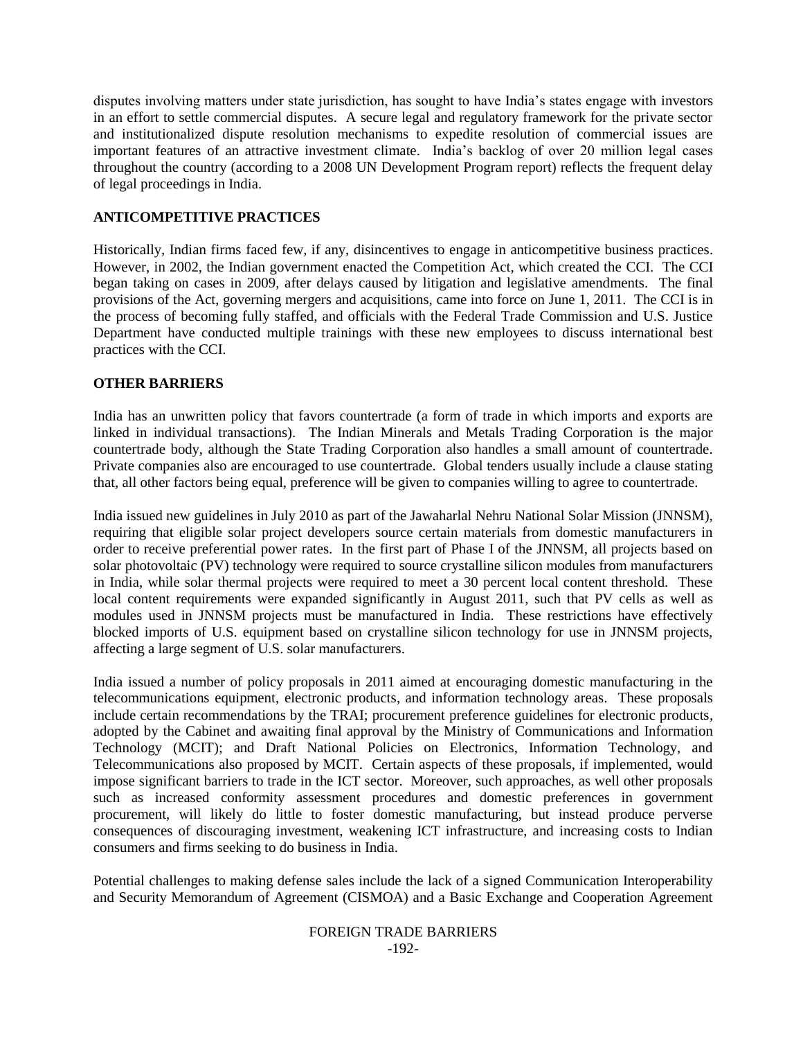disputes involving matters under state jurisdiction, has sought to have India's states engage with investors in an effort to settle commercial disputes. A secure legal and regulatory framework for the private sector and institutionalized dispute resolution mechanisms to expedite resolution of commercial issues are important features of an attractive investment climate. India's backlog of over 20 million legal cases throughout the country (according to a 2008 UN Development Program report) reflects the frequent delay of legal proceedings in India.

## ANTICOMPETITIVE PRACTICES

Historically, Indian firms faced few, if any, disincentives to engage in anticompetitive business practices. However, in 2002, the Indian government enacted the Competition Act, which created the CCI. The CCI began taking on cases in 2009, after delays caused by litigation and legislative amendments. The final provisions of the Act, governing mergers and acquisitions, came into force on June 1, 2011. The CCI is in the process of becoming fully staffed, and officials with the Federal Trade Commission and U.S. Justice Department have conducted multiple trainings with these new employees to discuss international best practices with the CCI.

## OTHER BARRIERS

India has an unwritten policy that favors countertrade (a form of trade in which imports and exports are linked in individual transactions). The Indian Minerals and Metals Trading Corporation is the major countertrade body, although the State Trading Corporation also handles a small amount of countertrade. Private companies also are encouraged to use countertrade. Global tenders usually include a clause stating that, all other factors being equal, preference will be given to companies willing to agree to countertrade.

India issued new guidelines in July 2010 as part of the Jawaharlal Nehru National Solar Mission (JNNSM), requiring that eligible solar project developers source certain materials from domestic manufacturers in order to receive preferential power rates. In the first part of Phase I of the JNNSM, all projects based on solar photovoltaic (PV) technology were required to source crystalline silicon modules from manufacturers in India, while solar thermal projects were required to meet a 30 percent local content threshold. These local content requirements were expanded significantly in August 2011, such that PV cells as well as modules used in JNNSM projects must be manufactured in India. These restrictions have effectively blocked imports of U.S. equipment based on crystalline silicon technology for use in JNNSM projects, affecting a large segment of U.S. solar manufacturers.

India issued a number of policy proposals in 2011 aimed at encouraging domestic manufacturing in the telecommunications equipment, electronic products, and information technology areas. These proposals include certain recommendations by the TRAI; procurement preference guidelines for electronic products, adopted by the Cabinet and awaiting final approval by the Ministry of Communications and Information Technology (MCIT); and Draft National Policies on Electronics, Information Technology, and Telecommunications also proposed by MCIT. Certain aspects of these proposals, if implemented, would impose significant barriers to trade in the ICT sector. Moreover, such approaches, as well other proposals such as increased conformity assessment procedures and domestic preferences in government procurement, will likely do little to foster domestic manufacturing, but instead produce perverse consequences of discouraging investment, weakening ICT infrastructure, and increasing costs to Indian consumers and firms seeking to do business in India.

Potential challenges to making defense sales include the lack of a signed Communication Interoperability and Security Memorandum of Agreement (CISMOA) and a Basic Exchange and Cooperation Agreement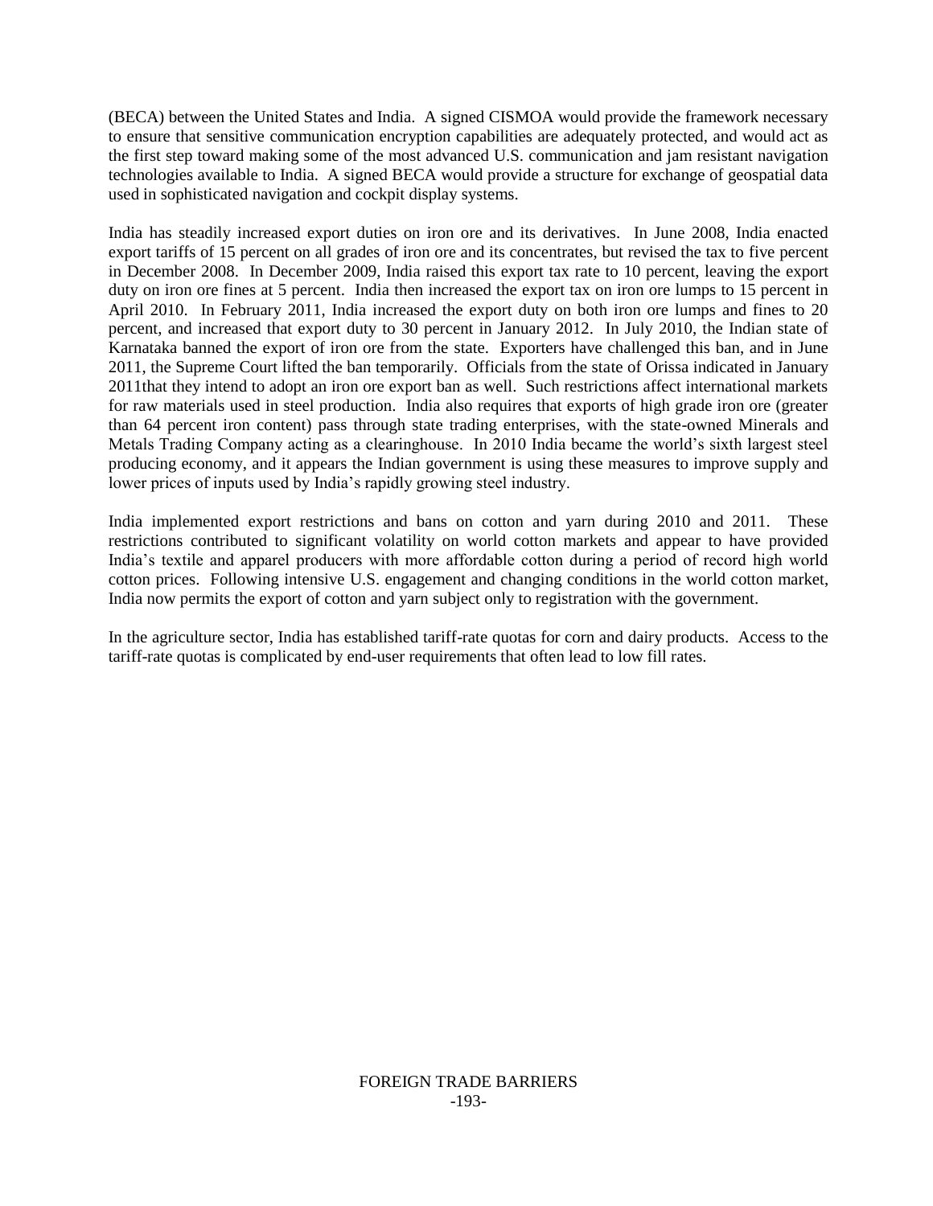(BECA) between the United States and India. A signed CISMOA would provide the framework necessary to ensure that sensitive communication encryption capabilities are adequately protected, and would act as the first step toward making some of the most advanced U.S. communication and jam resistant navigation technologies available to India. A signed BECA would provide a structure for exchange of geospatial data used in sophisticated navigation and cockpit display systems.

India has steadily increased export duties on iron ore and its derivatives. In June 2008, India enacted export tariffs of 15 percent on all grades of iron ore and its concentrates, but revised the tax to five percent in December 2008. In December 2009, India raised this export tax rate to 10 percent, leaving the export duty on iron ore fines at 5 percent. India then increased the export tax on iron ore lumps to 15 percent in April 2010. In February 2011, India increased the export duty on both iron ore lumps and fines to 20 percent, and increased that export duty to 30 percent in January 2012. In July 2010, the Indian state of Karnataka banned the export of iron ore from the state. Exporters have challenged this ban, and in June 2011, the Supreme Court lifted the ban temporarily. Officials from the state of Orissa indicated in January 2011that they intend to adopt an iron ore export ban as well. Such restrictions affect international markets for raw materials used in steel production. India also requires that exports of high grade iron ore (greater than 64 percent iron content) pass through state trading enterprises, with the state-owned Minerals and Metals Trading Company acting as a clearinghouse. In 2010 India became the world's sixth largest steel producing economy, and it appears the Indian government is using these measures to improve supply and lower prices of inputs used by India's rapidly growing steel industry.

India implemented export restrictions and bans on cotton and yarn during 2010 and 2011. These restrictions contributed to significant volatility on world cotton markets and appear to have provided India's textile and apparel producers with more affordable cotton during a period of record high world cotton prices. Following intensive U.S. engagement and changing conditions in the world cotton market, India now permits the export of cotton and yarn subject only to registration with the government.

In the agriculture sector, India has established tariff-rate quotas for corn and dairy products. Access to the tariff-rate quotas is complicated by end-user requirements that often lead to low fill rates.